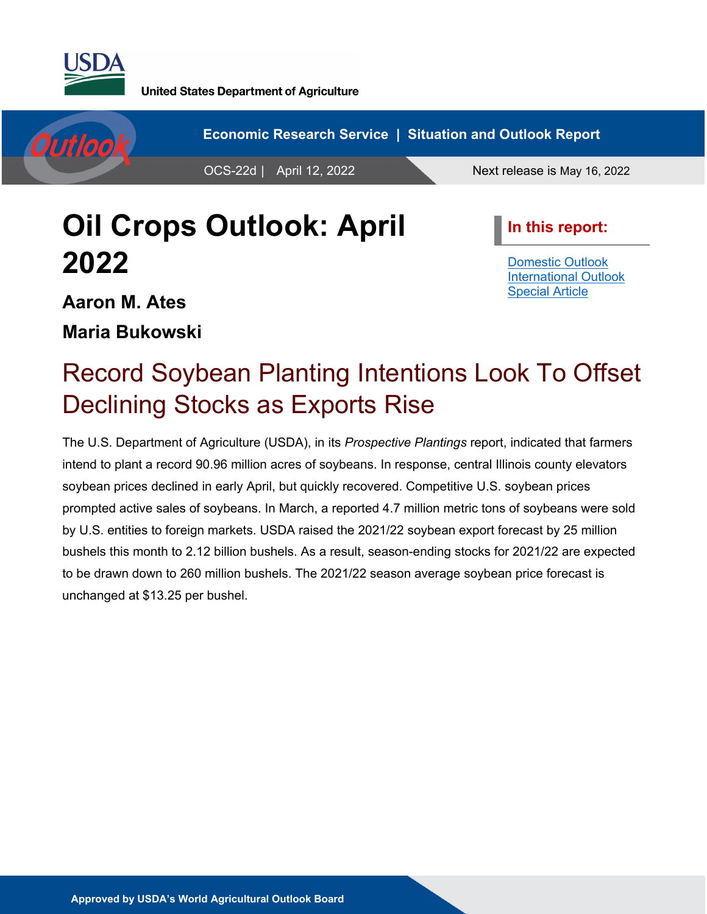United States Department of Agriculture

Economic Research Service | Situation and Outlook Report

OCS-22d | April 12, 2022

Next release is May 16, 2022

# Oil Crops Outlook: April 2022

**Aaron M. Ates**

**Maria Bukowski**

**In this report:**

- Domestic Outlook
- International Outlook
- Special Article

## Record Soybean Planting Intentions Look To Offset Declining Stocks as Exports Rise

The U.S. Department of Agriculture (USDA), in its *Prospective Plantings* report, indicated that farmers intend to plant a record 90.96 million acres of soybeans. In response, central Illinois county elevators soybean prices declined in early April, but quickly recovered. Competitive U.S. soybean prices prompted active sales of soybeans. In March, a reported 4.7 million metric tons of soybeans were sold by U.S. entities to foreign markets. USDA raised the 2021/22 soybean export forecast by 25 million bushels this month to 2.12 billion bushels. As a result, season-ending stocks for 2021/22 are expected to be drawn down to 260 million bushels. The 2021/22 season average soybean price forecast is unchanged at $13.25 per bushel.

Approved by USDA's World Agricultural Outlook Board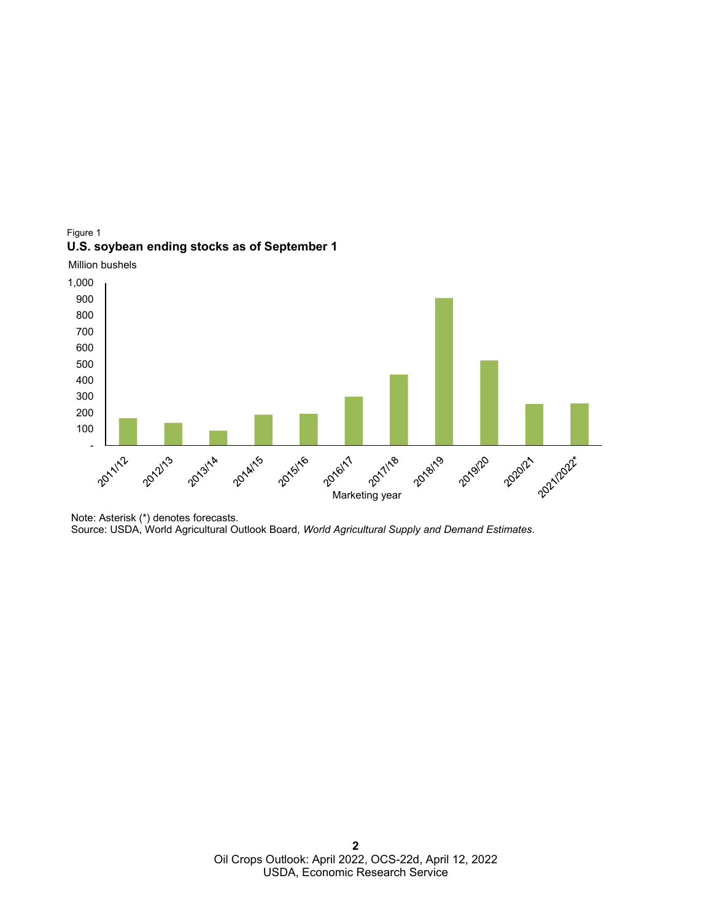Figure 1

**U.S. soybean ending stocks as of September 1**

Note: Asterisk (*) denotes forecasts.
Source: USDA, World Agricultural Outlook Board, *World Agricultural Supply and Demand Estimates*.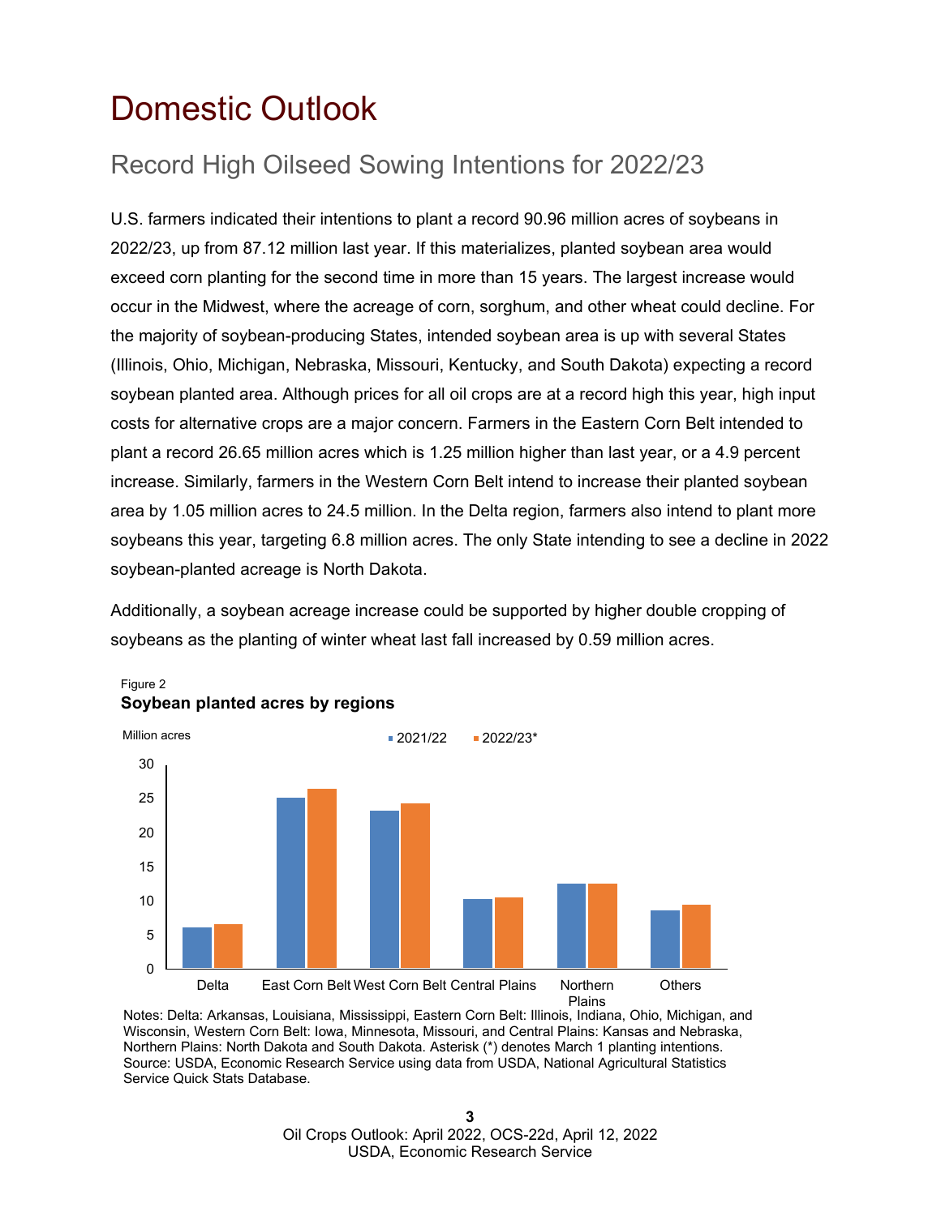# Domestic Outlook

## Record High Oilseed Sowing Intentions for 2022/23

U.S. farmers indicated their intentions to plant a record 90.96 million acres of soybeans in 2022/23, up from 87.12 million last year. If this materializes, planted soybean area would exceed corn planting for the second time in more than 15 years. The largest increase would occur in the Midwest, where the acreage of corn, sorghum, and other wheat could decline. For the majority of soybean-producing States, intended soybean area is up with several States (Illinois, Ohio, Michigan, Nebraska, Missouri, Kentucky, and South Dakota) expecting a record soybean planted area. Although prices for all oil crops are at a record high this year, high input costs for alternative crops are a major concern. Farmers in the Eastern Corn Belt intended to plant a record 26.65 million acres which is 1.25 million higher than last year, or a 4.9 percent increase. Similarly, farmers in the Western Corn Belt intend to increase their planted soybean area by 1.05 million acres to 24.5 million. In the Delta region, farmers also intend to plant more soybeans this year, targeting 6.8 million acres. The only State intending to see a decline in 2022 soybean-planted acreage is North Dakota.

Additionally, a soybean acreage increase could be supported by higher double cropping of soybeans as the planting of winter wheat last fall increased by 0.59 million acres.

Figure 2
**Soybean planted acres by regions**

Million acres

2021/22 | 2022/23*

Delta, East Corn Belt, West Corn Belt, Central Plains, Northern Plains, Others

Notes: Delta: Arkansas, Louisiana, Mississippi, Eastern Corn Belt: Illinois, Indiana, Ohio, Michigan, and Wisconsin, Western Corn Belt: Iowa, Minnesota, Missouri, and Central Plains: Kansas and Nebraska, Northern Plains: North Dakota and South Dakota. Asterisk (*) denotes March 1 planting intentions.
Source: USDA, Economic Research Service using data from USDA, National Agricultural Statistics Service Quick Stats Database.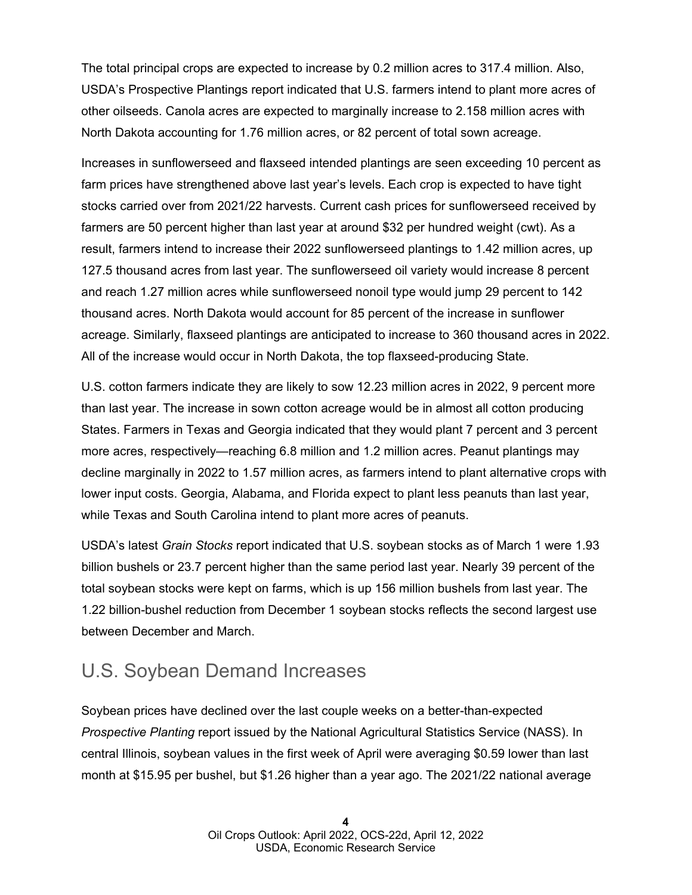The total principal crops are expected to increase by 0.2 million acres to 317.4 million. Also, USDA's Prospective Plantings report indicated that U.S. farmers intend to plant more acres of other oilseeds. Canola acres are expected to marginally increase to 2.158 million acres with North Dakota accounting for 1.76 million acres, or 82 percent of total sown acreage.

Increases in sunflowerseed and flaxseed intended plantings are seen exceeding 10 percent as farm prices have strengthened above last year's levels. Each crop is expected to have tight stocks carried over from 2021/22 harvests. Current cash prices for sunflowerseed received by farmers are 50 percent higher than last year at around $32 per hundred weight (cwt). As a result, farmers intend to increase their 2022 sunflowerseed plantings to 1.42 million acres, up 127.5 thousand acres from last year. The sunflowerseed oil variety would increase 8 percent and reach 1.27 million acres while sunflowerseed nonoil type would jump 29 percent to 142 thousand acres. North Dakota would account for 85 percent of the increase in sunflower acreage. Similarly, flaxseed plantings are anticipated to increase to 360 thousand acres in 2022. All of the increase would occur in North Dakota, the top flaxseed-producing State.

U.S. cotton farmers indicate they are likely to sow 12.23 million acres in 2022, 9 percent more than last year. The increase in sown cotton acreage would be in almost all cotton producing States. Farmers in Texas and Georgia indicated that they would plant 7 percent and 3 percent more acres, respectively—reaching 6.8 million and 1.2 million acres. Peanut plantings may decline marginally in 2022 to 1.57 million acres, as farmers intend to plant alternative crops with lower input costs. Georgia, Alabama, and Florida expect to plant less peanuts than last year, while Texas and South Carolina intend to plant more acres of peanuts.

USDA's latest *Grain Stocks* report indicated that U.S. soybean stocks as of March 1 were 1.93 billion bushels or 23.7 percent higher than the same period last year. Nearly 39 percent of the total soybean stocks were kept on farms, which is up 156 million bushels from last year. The 1.22 billion-bushel reduction from December 1 soybean stocks reflects the second largest use between December and March.

## U.S. Soybean Demand Increases

Soybean prices have declined over the last couple weeks on a better-than-expected *Prospective Planting* report issued by the National Agricultural Statistics Service (NASS). In central Illinois, soybean values in the first week of April were averaging $0.59 lower than last month at $15.95 per bushel, but $1.26 higher than a year ago. The 2021/22 national average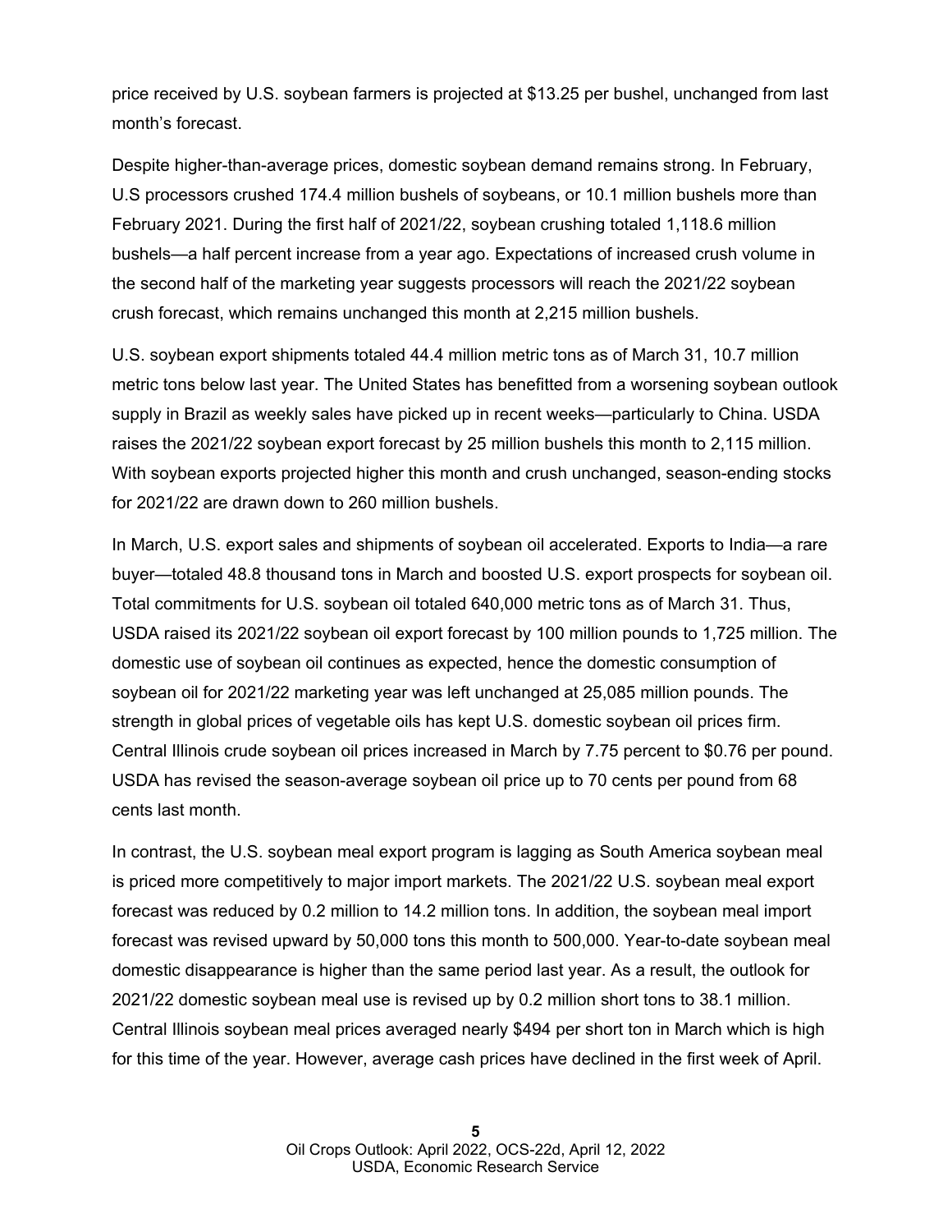price received by U.S. soybean farmers is projected at $13.25 per bushel, unchanged from last month's forecast.

Despite higher-than-average prices, domestic soybean demand remains strong. In February, U.S processors crushed 174.4 million bushels of soybeans, or 10.1 million bushels more than February 2021. During the first half of 2021/22, soybean crushing totaled 1,118.6 million bushels—a half percent increase from a year ago. Expectations of increased crush volume in the second half of the marketing year suggests processors will reach the 2021/22 soybean crush forecast, which remains unchanged this month at 2,215 million bushels.

U.S. soybean export shipments totaled 44.4 million metric tons as of March 31, 10.7 million metric tons below last year. The United States has benefitted from a worsening soybean outlook supply in Brazil as weekly sales have picked up in recent weeks—particularly to China. USDA raises the 2021/22 soybean export forecast by 25 million bushels this month to 2,115 million. With soybean exports projected higher this month and crush unchanged, season-ending stocks for 2021/22 are drawn down to 260 million bushels.

In March, U.S. export sales and shipments of soybean oil accelerated. Exports to India—a rare buyer—totaled 48.8 thousand tons in March and boosted U.S. export prospects for soybean oil. Total commitments for U.S. soybean oil totaled 640,000 metric tons as of March 31. Thus, USDA raised its 2021/22 soybean oil export forecast by 100 million pounds to 1,725 million. The domestic use of soybean oil continues as expected, hence the domestic consumption of soybean oil for 2021/22 marketing year was left unchanged at 25,085 million pounds. The strength in global prices of vegetable oils has kept U.S. domestic soybean oil prices firm. Central Illinois crude soybean oil prices increased in March by 7.75 percent to $0.76 per pound. USDA has revised the season-average soybean oil price up to 70 cents per pound from 68 cents last month.

In contrast, the U.S. soybean meal export program is lagging as South America soybean meal is priced more competitively to major import markets. The 2021/22 U.S. soybean meal export forecast was reduced by 0.2 million to 14.2 million tons. In addition, the soybean meal import forecast was revised upward by 50,000 tons this month to 500,000. Year-to-date soybean meal domestic disappearance is higher than the same period last year. As a result, the outlook for 2021/22 domestic soybean meal use is revised up by 0.2 million short tons to 38.1 million. Central Illinois soybean meal prices averaged nearly $494 per short ton in March which is high for this time of the year. However, average cash prices have declined in the first week of April.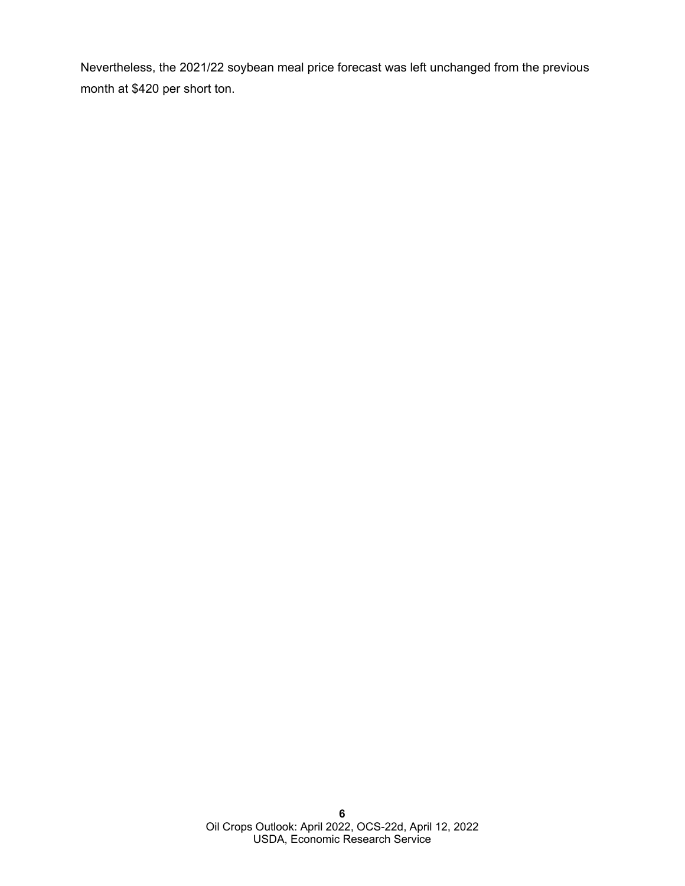Nevertheless, the 2021/22 soybean meal price forecast was left unchanged from the previous month at $420 per short ton.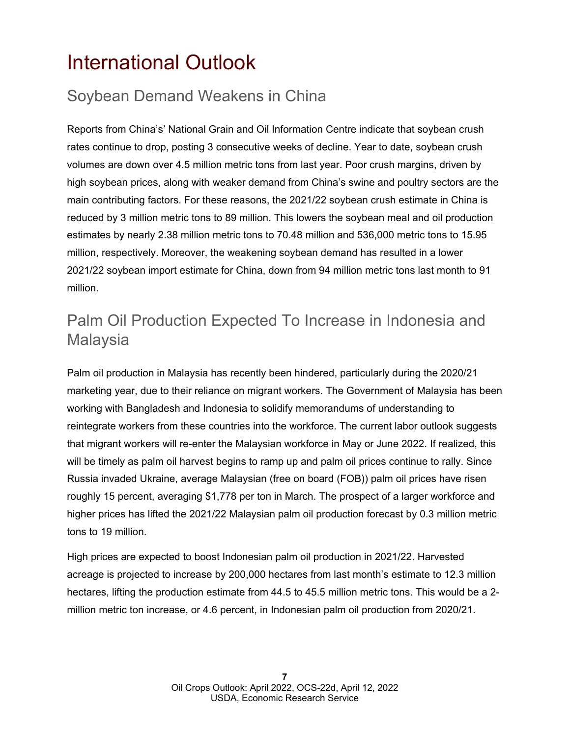# International Outlook

## Soybean Demand Weakens in China

Reports from China's' National Grain and Oil Information Centre indicate that soybean crush rates continue to drop, posting 3 consecutive weeks of decline. Year to date, soybean crush volumes are down over 4.5 million metric tons from last year. Poor crush margins, driven by high soybean prices, along with weaker demand from China's swine and poultry sectors are the main contributing factors. For these reasons, the 2021/22 soybean crush estimate in China is reduced by 3 million metric tons to 89 million. This lowers the soybean meal and oil production estimates by nearly 2.38 million metric tons to 70.48 million and 536,000 metric tons to 15.95 million, respectively. Moreover, the weakening soybean demand has resulted in a lower 2021/22 soybean import estimate for China, down from 94 million metric tons last month to 91 million.

## Palm Oil Production Expected To Increase in Indonesia and Malaysia

Palm oil production in Malaysia has recently been hindered, particularly during the 2020/21 marketing year, due to their reliance on migrant workers. The Government of Malaysia has been working with Bangladesh and Indonesia to solidify memorandums of understanding to reintegrate workers from these countries into the workforce. The current labor outlook suggests that migrant workers will re-enter the Malaysian workforce in May or June 2022. If realized, this will be timely as palm oil harvest begins to ramp up and palm oil prices continue to rally. Since Russia invaded Ukraine, average Malaysian (free on board (FOB)) palm oil prices have risen roughly 15 percent, averaging $1,778 per ton in March. The prospect of a larger workforce and higher prices has lifted the 2021/22 Malaysian palm oil production forecast by 0.3 million metric tons to 19 million.

High prices are expected to boost Indonesian palm oil production in 2021/22. Harvested acreage is projected to increase by 200,000 hectares from last month's estimate to 12.3 million hectares, lifting the production estimate from 44.5 to 45.5 million metric tons. This would be a 2-million metric ton increase, or 4.6 percent, in Indonesian palm oil production from 2020/21.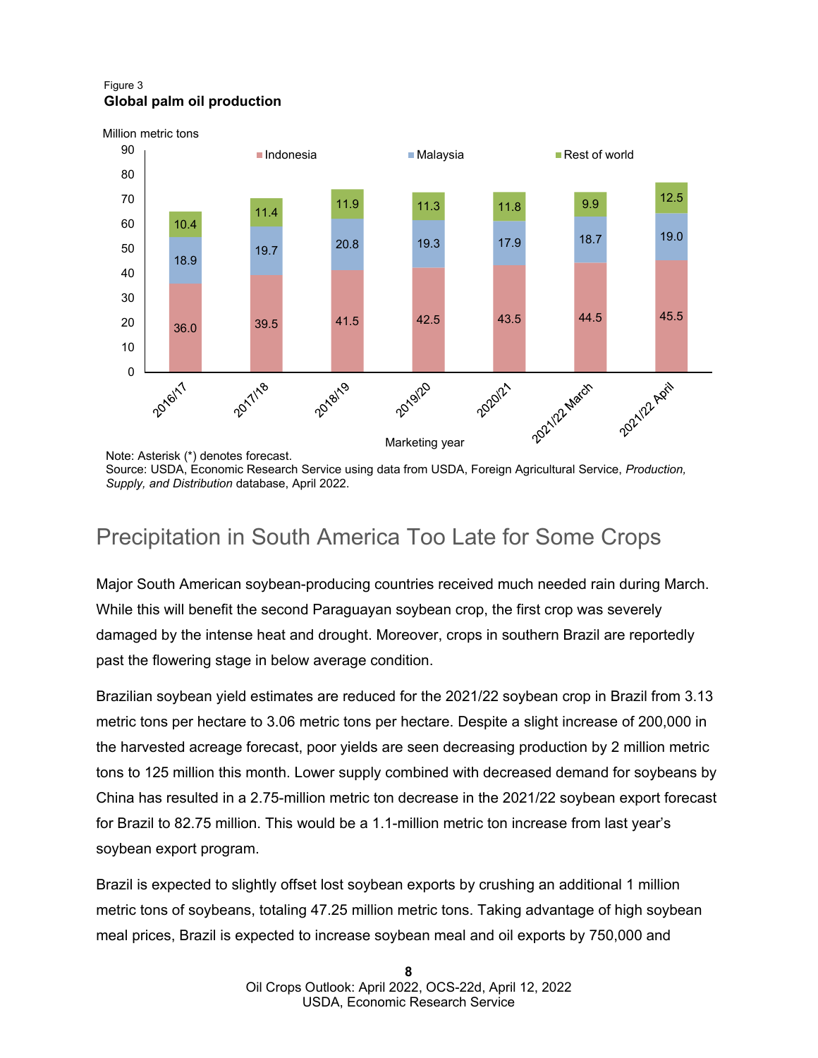Figure 3
**Global palm oil production**

Million metric tons

| Marketing year | Indonesia | Malaysia | Rest of world |
|---|---|---|---|
| 2016/17 | 36.0 | 18.9 | 10.4 |
| 2017/18 | 39.5 | 19.7 | 11.4 |
| 2018/19 | 41.5 | 20.8 | 11.9 |
| 2019/20 | 42.5 | 19.3 | 11.3 |
| 2020/21 | 43.5 | 17.9 | 11.8 |
| 2021/22 March | 44.5 | 18.7 | 9.9 |
| 2021/22 April | 45.5 | 19.0 | 12.5 |

Note: Asterisk (*) denotes forecast.
Source: USDA, Economic Research Service using data from USDA, Foreign Agricultural Service, *Production, Supply, and Distribution* database, April 2022.

## Precipitation in South America Too Late for Some Crops

Major South American soybean-producing countries received much needed rain during March. While this will benefit the second Paraguayan soybean crop, the first crop was severely damaged by the intense heat and drought. Moreover, crops in southern Brazil are reportedly past the flowering stage in below average condition.

Brazilian soybean yield estimates are reduced for the 2021/22 soybean crop in Brazil from 3.13 metric tons per hectare to 3.06 metric tons per hectare. Despite a slight increase of 200,000 in the harvested acreage forecast, poor yields are seen decreasing production by 2 million metric tons to 125 million this month. Lower supply combined with decreased demand for soybeans by China has resulted in a 2.75-million metric ton decrease in the 2021/22 soybean export forecast for Brazil to 82.75 million. This would be a 1.1-million metric ton increase from last year's soybean export program.

Brazil is expected to slightly offset lost soybean exports by crushing an additional 1 million metric tons of soybeans, totaling 47.25 million metric tons. Taking advantage of high soybean meal prices, Brazil is expected to increase soybean meal and oil exports by 750,000 and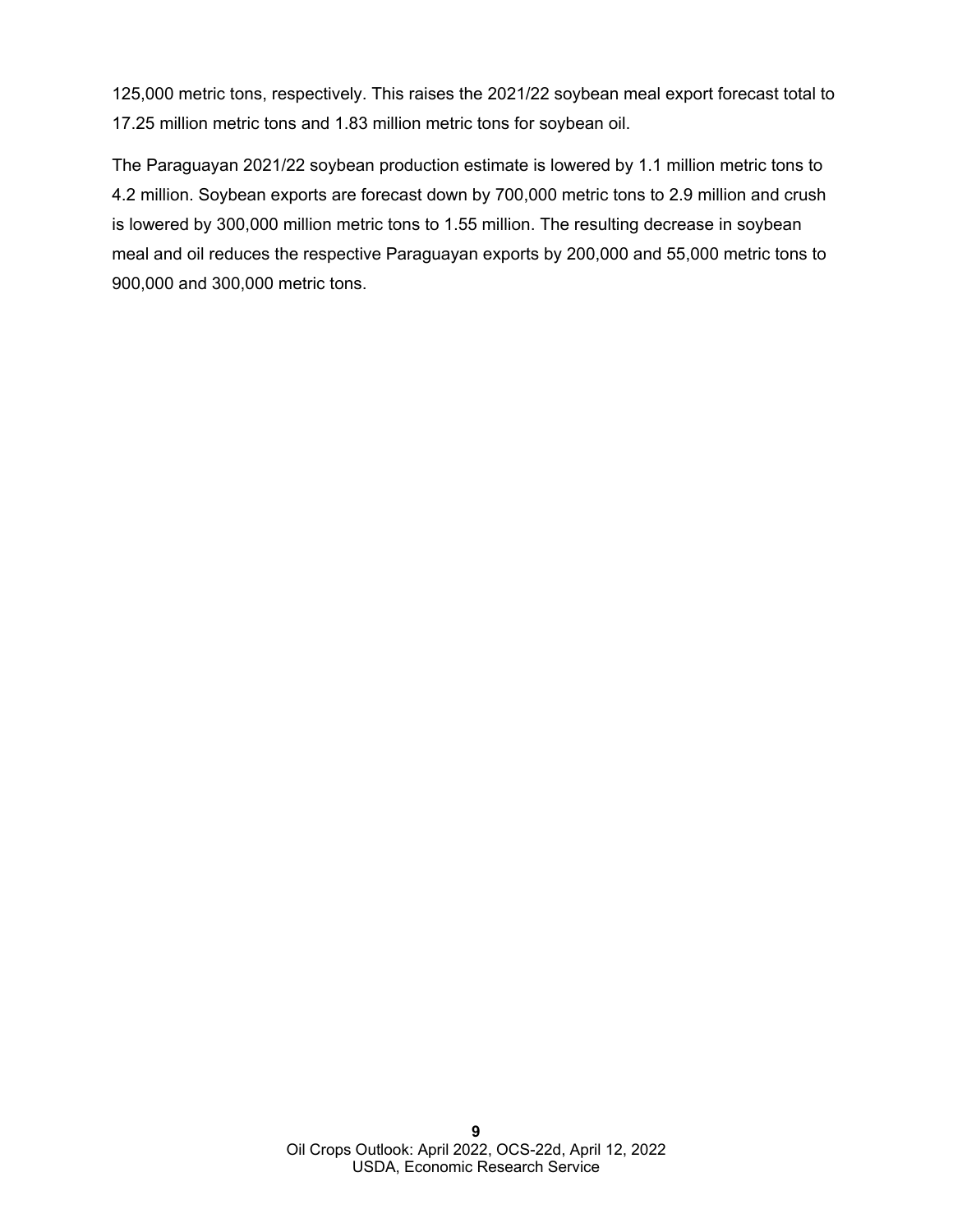125,000 metric tons, respectively. This raises the 2021/22 soybean meal export forecast total to 17.25 million metric tons and 1.83 million metric tons for soybean oil.

The Paraguayan 2021/22 soybean production estimate is lowered by 1.1 million metric tons to 4.2 million. Soybean exports are forecast down by 700,000 metric tons to 2.9 million and crush is lowered by 300,000 million metric tons to 1.55 million. The resulting decrease in soybean meal and oil reduces the respective Paraguayan exports by 200,000 and 55,000 metric tons to 900,000 and 300,000 metric tons.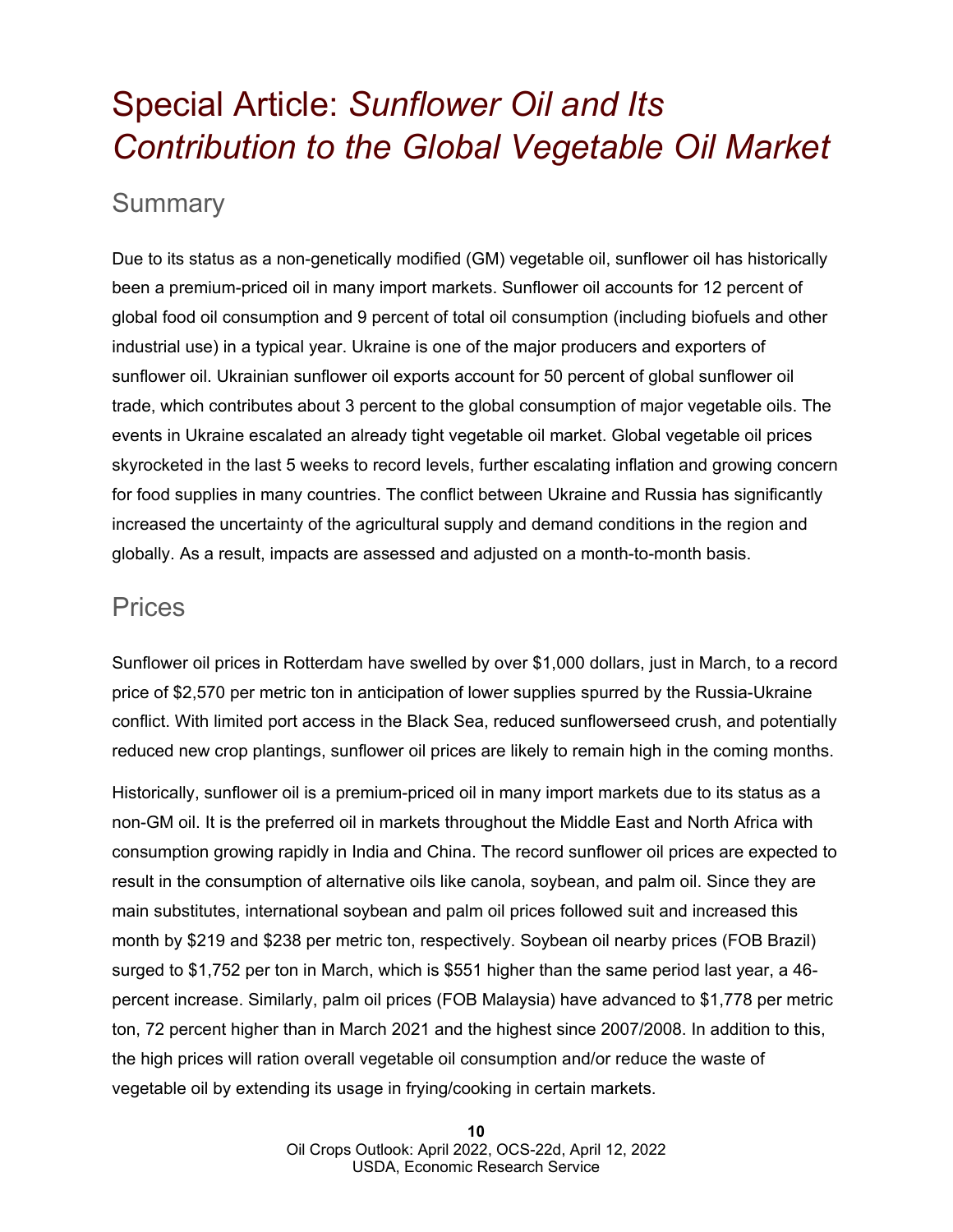# Special Article: *Sunflower Oil and Its Contribution to the Global Vegetable Oil Market*

## Summary

Due to its status as a non-genetically modified (GM) vegetable oil, sunflower oil has historically been a premium-priced oil in many import markets. Sunflower oil accounts for 12 percent of global food oil consumption and 9 percent of total oil consumption (including biofuels and other industrial use) in a typical year. Ukraine is one of the major producers and exporters of sunflower oil. Ukrainian sunflower oil exports account for 50 percent of global sunflower oil trade, which contributes about 3 percent to the global consumption of major vegetable oils. The events in Ukraine escalated an already tight vegetable oil market. Global vegetable oil prices skyrocketed in the last 5 weeks to record levels, further escalating inflation and growing concern for food supplies in many countries. The conflict between Ukraine and Russia has significantly increased the uncertainty of the agricultural supply and demand conditions in the region and globally. As a result, impacts are assessed and adjusted on a month-to-month basis.

## Prices

Sunflower oil prices in Rotterdam have swelled by over $1,000 dollars, just in March, to a record price of $2,570 per metric ton in anticipation of lower supplies spurred by the Russia-Ukraine conflict. With limited port access in the Black Sea, reduced sunflowerseed crush, and potentially reduced new crop plantings, sunflower oil prices are likely to remain high in the coming months.

Historically, sunflower oil is a premium-priced oil in many import markets due to its status as a non-GM oil. It is the preferred oil in markets throughout the Middle East and North Africa with consumption growing rapidly in India and China. The record sunflower oil prices are expected to result in the consumption of alternative oils like canola, soybean, and palm oil. Since they are main substitutes, international soybean and palm oil prices followed suit and increased this month by $219 and $238 per metric ton, respectively. Soybean oil nearby prices (FOB Brazil) surged to $1,752 per ton in March, which is $551 higher than the same period last year, a 46-percent increase. Similarly, palm oil prices (FOB Malaysia) have advanced to $1,778 per metric ton, 72 percent higher than in March 2021 and the highest since 2007/2008. In addition to this, the high prices will ration overall vegetable oil consumption and/or reduce the waste of vegetable oil by extending its usage in frying/cooking in certain markets.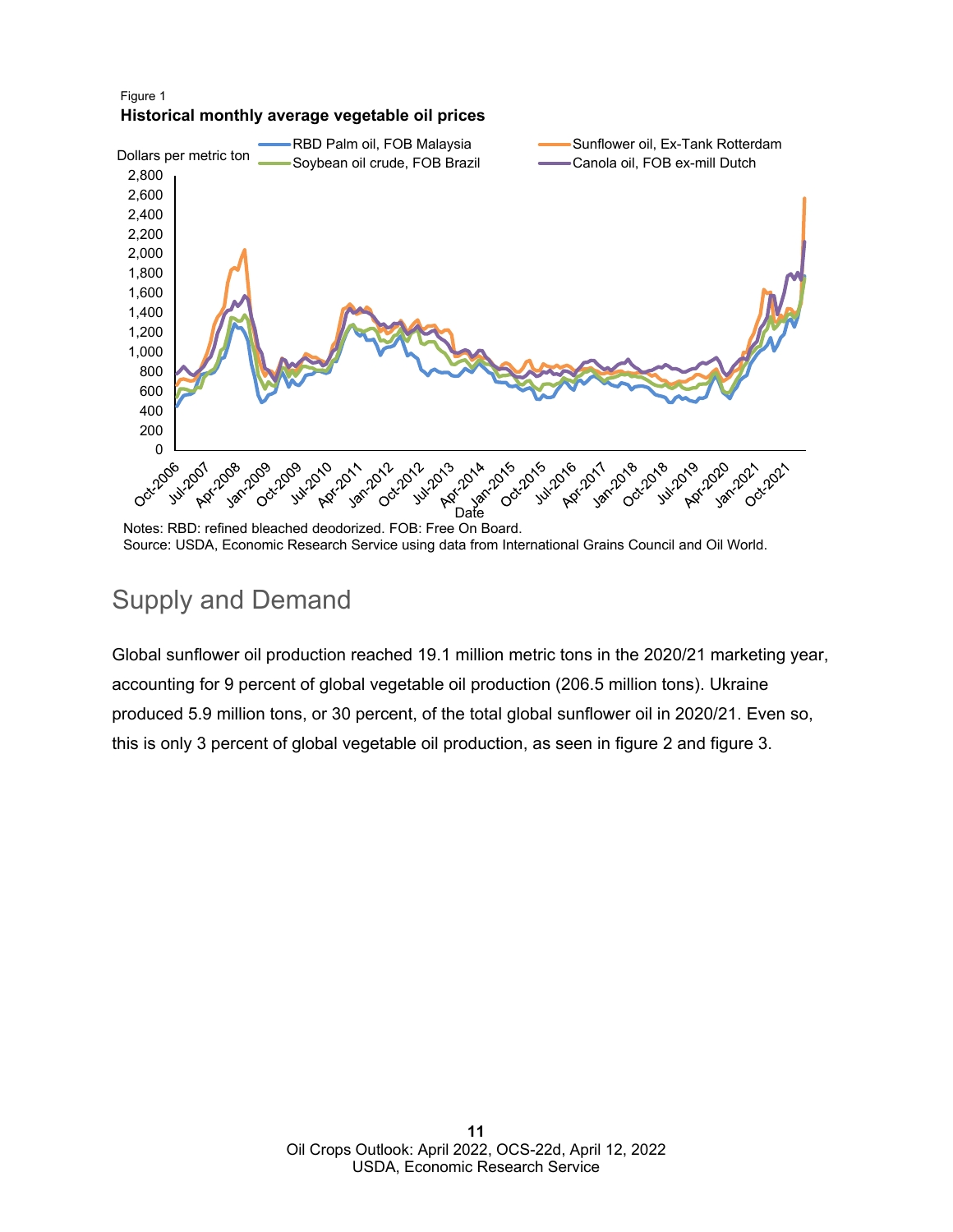Figure 1

**Historical monthly average vegetable oil prices**

Notes: RBD: refined bleached deodorized. FOB: Free On Board.
Source: USDA, Economic Research Service using data from International Grains Council and Oil World.

## Supply and Demand

Global sunflower oil production reached 19.1 million metric tons in the 2020/21 marketing year, accounting for 9 percent of global vegetable oil production (206.5 million tons). Ukraine produced 5.9 million tons, or 30 percent, of the total global sunflower oil in 2020/21. Even so, this is only 3 percent of global vegetable oil production, as seen in figure 2 and figure 3.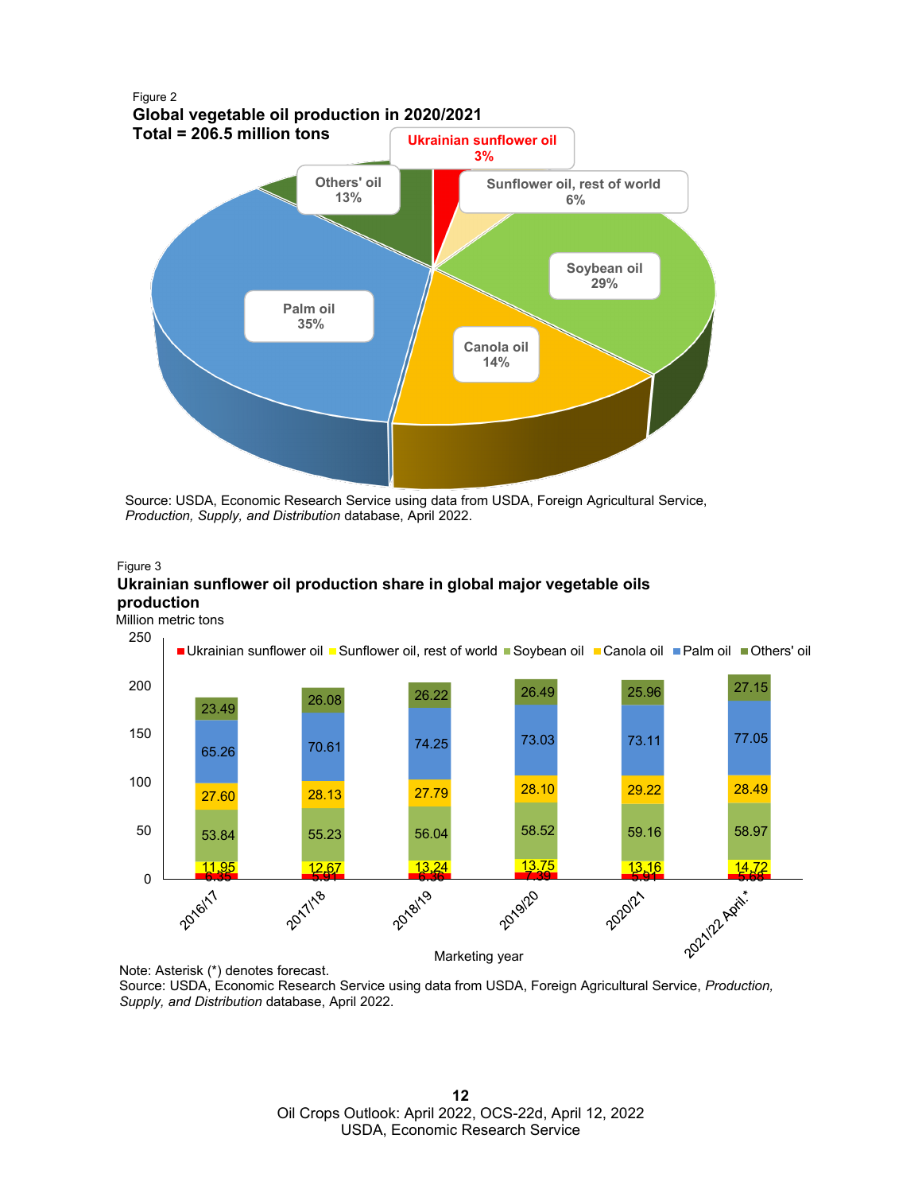Figure 2

**Global vegetable oil production in 2020/2021**
**Total = 206.5 million tons**

| Oil | Share |
|---|---|
| Ukrainian sunflower oil | 3% |
| Sunflower oil, rest of world | 6% |
| Soybean oil | 29% |
| Canola oil | 14% |
| Palm oil | 35% |
| Others' oil | 13% |

Source: USDA, Economic Research Service using data from USDA, Foreign Agricultural Service, *Production, Supply, and Distribution* database, April 2022.

Figure 3

**Ukrainian sunflower oil production share in global major vegetable oils production**

Million metric tons

| Marketing year | Ukrainian sunflower oil | Sunflower oil, rest of world | Soybean oil | Canola oil | Palm oil | Others' oil |
|---|---|---|---|---|---|---|
| 2016/17 | 6.35 | 11.95 | 53.84 | 27.60 | 65.26 | 23.49 |
| 2017/18 | 5.91 | 12.67 | 55.23 | 28.13 | 70.61 | 26.08 |
| 2018/19 | 6.36 | 13.24 | 56.04 | 27.79 | 74.25 | 26.22 |
| 2019/20 | 7.39 | 13.75 | 58.52 | 28.10 | 73.03 | 26.49 |
| 2020/21 | 5.91 | 13.16 | 59.16 | 29.22 | 73.11 | 25.96 |
| 2021/22 April.* | 5.68 | 14.72 | 58.97 | 28.49 | 77.05 | 27.15 |

Note: Asterisk (*) denotes forecast.
Source: USDA, Economic Research Service using data from USDA, Foreign Agricultural Service, *Production, Supply, and Distribution* database, April 2022.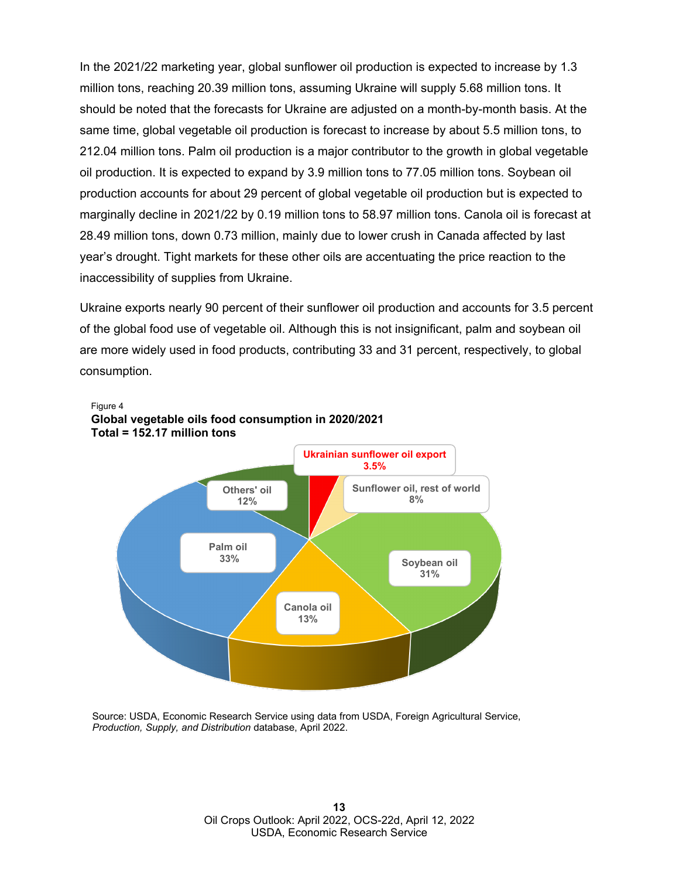In the 2021/22 marketing year, global sunflower oil production is expected to increase by 1.3 million tons, reaching 20.39 million tons, assuming Ukraine will supply 5.68 million tons. It should be noted that the forecasts for Ukraine are adjusted on a month-by-month basis. At the same time, global vegetable oil production is forecast to increase by about 5.5 million tons, to 212.04 million tons. Palm oil production is a major contributor to the growth in global vegetable oil production. It is expected to expand by 3.9 million tons to 77.05 million tons. Soybean oil production accounts for about 29 percent of global vegetable oil production but is expected to marginally decline in 2021/22 by 0.19 million tons to 58.97 million tons. Canola oil is forecast at 28.49 million tons, down 0.73 million, mainly due to lower crush in Canada affected by last year's drought. Tight markets for these other oils are accentuating the price reaction to the inaccessibility of supplies from Ukraine.

Ukraine exports nearly 90 percent of their sunflower oil production and accounts for 3.5 percent of the global food use of vegetable oil. Although this is not insignificant, palm and soybean oil are more widely used in food products, contributing 33 and 31 percent, respectively, to global consumption.

Figure 4

**Global vegetable oils food consumption in 2020/2021**
**Total = 152.17 million tons**

Ukrainian sunflower oil export 3.5%

Sunflower oil, rest of world 8%

Soybean oil 31%

Canola oil 13%

Palm oil 33%

Others' oil 12%

Source: USDA, Economic Research Service using data from USDA, Foreign Agricultural Service, *Production, Supply, and Distribution* database, April 2022.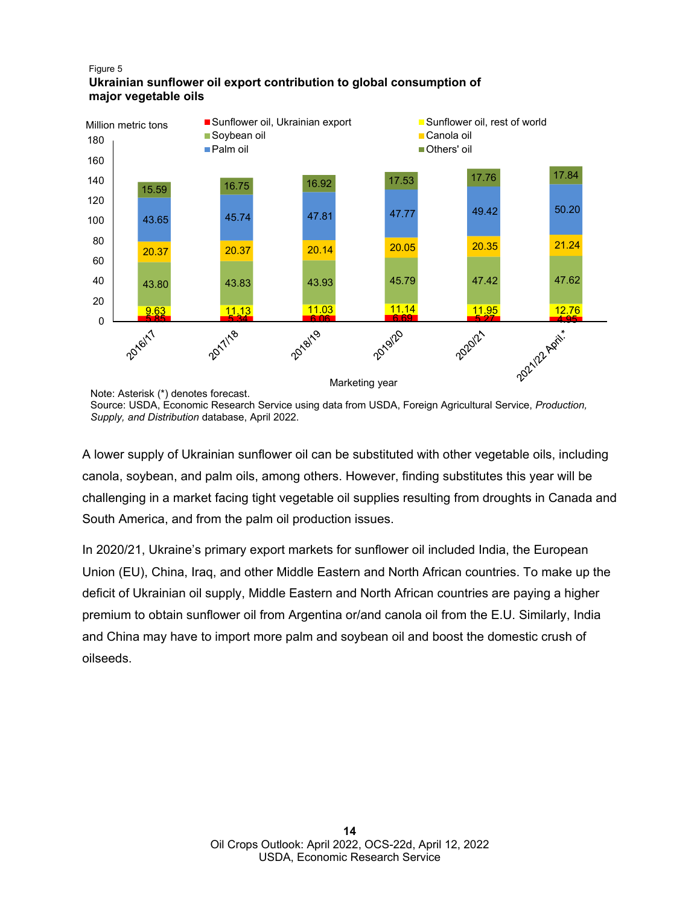Figure 5

**Ukrainian sunflower oil export contribution to global consumption of major vegetable oils**

Million metric tons

| Marketing year | Sunflower oil, Ukrainian export | Sunflower oil, rest of world | Soybean oil | Canola oil | Palm oil | Others' oil |
|---|---|---|---|---|---|---|
| 2016/17 | 5.85 | 9.63 | 43.80 | 20.37 | 43.65 | 15.59 |
| 2017/18 | 5.34 | 11.13 | 43.83 | 20.37 | 45.74 | 16.75 |
| 2018/19 | 6.06 | 11.03 | 43.93 | 20.14 | 47.81 | 16.92 |
| 2019/20 | 6.69 | 11.14 | 45.79 | 20.05 | 47.77 | 17.53 |
| 2020/21 | 5.27 | 11.95 | 47.42 | 20.35 | 49.42 | 17.76 |
| 2021/22 April.* | 4.95 | 12.76 | 47.62 | 21.24 | 50.20 | 17.84 |

Note: Asterisk (*) denotes forecast.
Source: USDA, Economic Research Service using data from USDA, Foreign Agricultural Service, *Production, Supply, and Distribution* database, April 2022.

A lower supply of Ukrainian sunflower oil can be substituted with other vegetable oils, including canola, soybean, and palm oils, among others. However, finding substitutes this year will be challenging in a market facing tight vegetable oil supplies resulting from droughts in Canada and South America, and from the palm oil production issues.

In 2020/21, Ukraine's primary export markets for sunflower oil included India, the European Union (EU), China, Iraq, and other Middle Eastern and North African countries. To make up the deficit of Ukrainian oil supply, Middle Eastern and North African countries are paying a higher premium to obtain sunflower oil from Argentina or/and canola oil from the E.U. Similarly, India and China may have to import more palm and soybean oil and boost the domestic crush of oilseeds.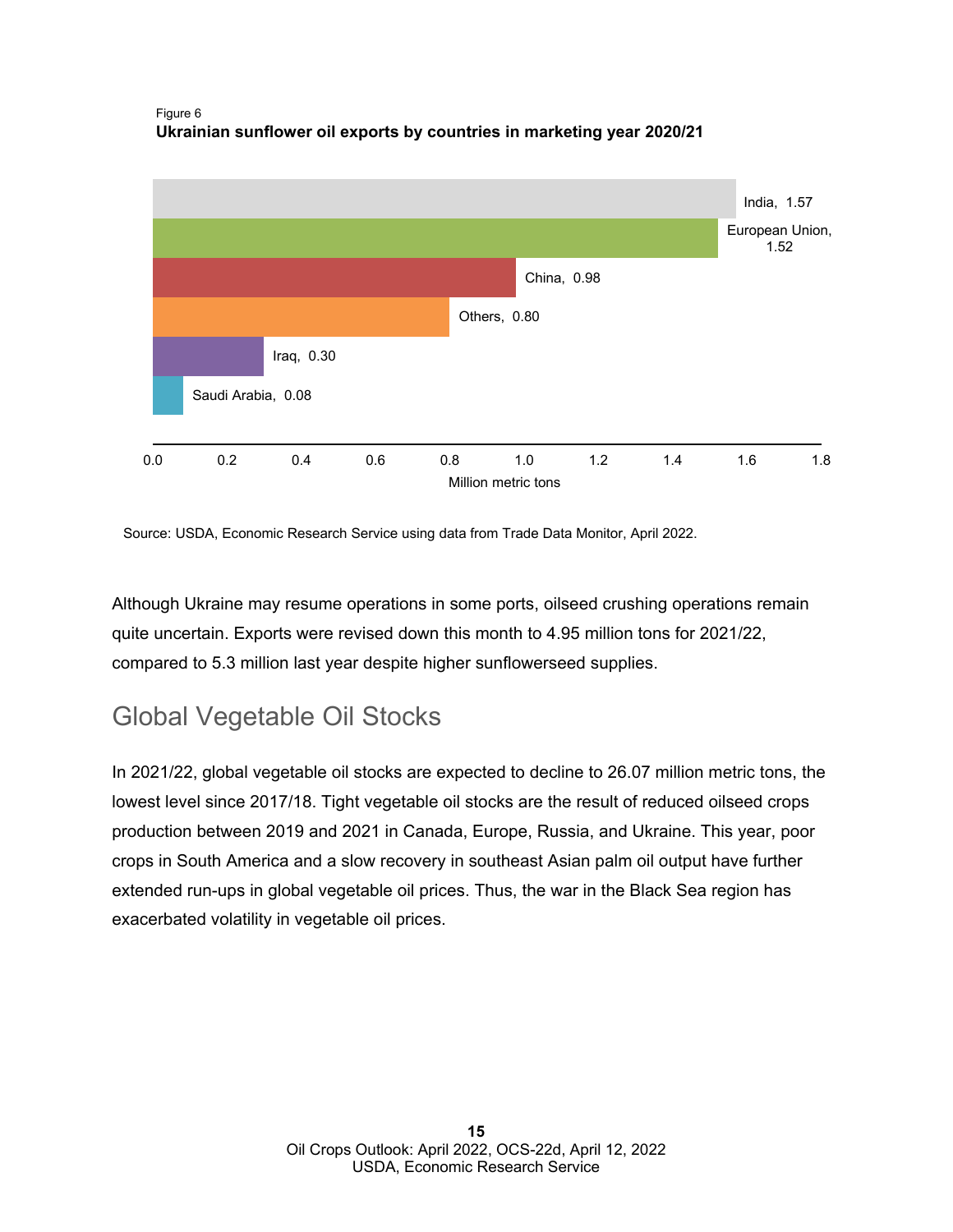Figure 6
**Ukrainian sunflower oil exports by countries in marketing year 2020/21**

| Country | Million metric tons |
|---|---|
| India | 1.57 |
| European Union | 1.52 |
| China | 0.98 |
| Others | 0.80 |
| Iraq | 0.30 |
| Saudi Arabia | 0.08 |

Source: USDA, Economic Research Service using data from Trade Data Monitor, April 2022.

Although Ukraine may resume operations in some ports, oilseed crushing operations remain quite uncertain. Exports were revised down this month to 4.95 million tons for 2021/22, compared to 5.3 million last year despite higher sunflowerseed supplies.

## Global Vegetable Oil Stocks

In 2021/22, global vegetable oil stocks are expected to decline to 26.07 million metric tons, the lowest level since 2017/18. Tight vegetable oil stocks are the result of reduced oilseed crops production between 2019 and 2021 in Canada, Europe, Russia, and Ukraine. This year, poor crops in South America and a slow recovery in southeast Asian palm oil output have further extended run-ups in global vegetable oil prices. Thus, the war in the Black Sea region has exacerbated volatility in vegetable oil prices.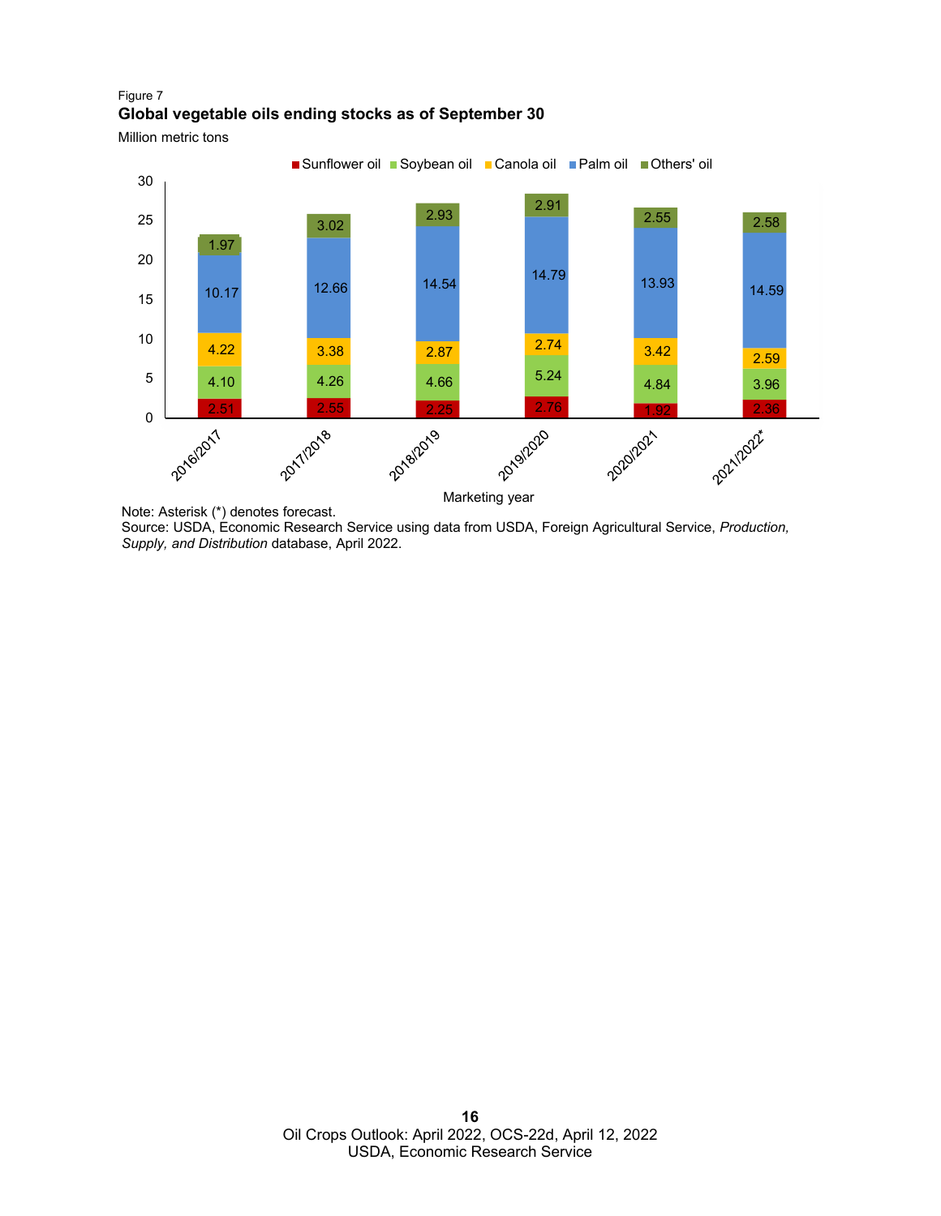Figure 7

**Global vegetable oils ending stocks as of September 30**

Million metric tons

| Marketing year | Sunflower oil | Soybean oil | Canola oil | Palm oil | Others' oil |
|---|---|---|---|---|---|
| 2016/2017 | 2.51 | 4.10 | 4.22 | 10.17 | 1.97 |
| 2017/2018 | 2.55 | 4.26 | 3.38 | 12.66 | 3.02 |
| 2018/2019 | 2.25 | 4.66 | 2.87 | 14.54 | 2.93 |
| 2019/2020 | 2.76 | 5.24 | 2.74 | 14.79 | 2.91 |
| 2020/2021 | 1.92 | 4.84 | 3.42 | 13.93 | 2.55 |
| 2021/2022* | 2.36 | 3.96 | 2.59 | 14.59 | 2.58 |

Note: Asterisk (*) denotes forecast.

Source: USDA, Economic Research Service using data from USDA, Foreign Agricultural Service, *Production, Supply, and Distribution* database, April 2022.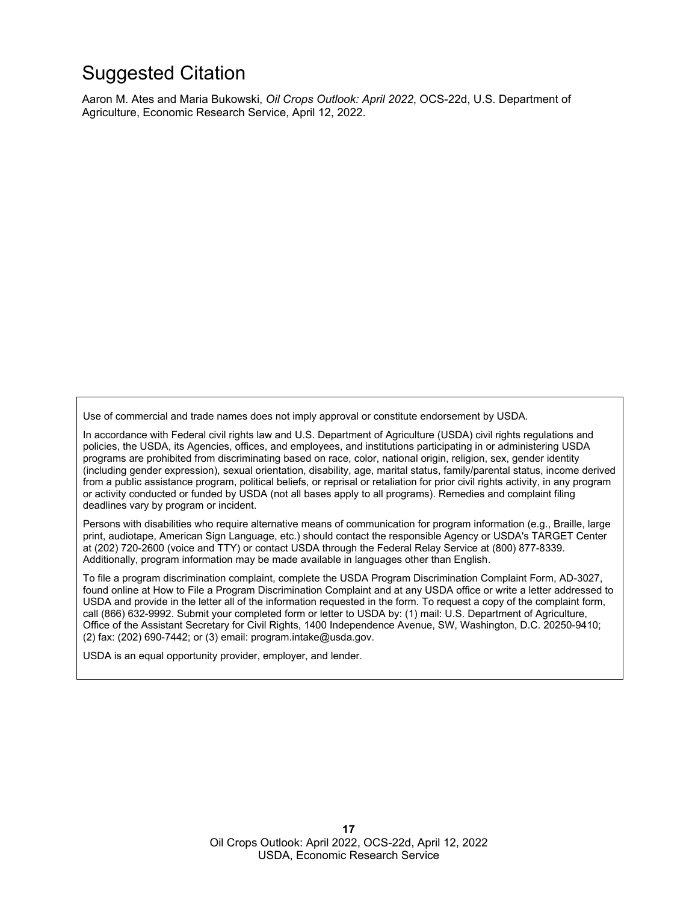# Suggested Citation

Aaron M. Ates and Maria Bukowski, *Oil Crops Outlook: April 2022*, OCS-22d, U.S. Department of Agriculture, Economic Research Service, April 12, 2022.

Use of commercial and trade names does not imply approval or constitute endorsement by USDA.

In accordance with Federal civil rights law and U.S. Department of Agriculture (USDA) civil rights regulations and policies, the USDA, its Agencies, offices, and employees, and institutions participating in or administering USDA programs are prohibited from discriminating based on race, color, national origin, religion, sex, gender identity (including gender expression), sexual orientation, disability, age, marital status, family/parental status, income derived from a public assistance program, political beliefs, or reprisal or retaliation for prior civil rights activity, in any program or activity conducted or funded by USDA (not all bases apply to all programs). Remedies and complaint filing deadlines vary by program or incident.

Persons with disabilities who require alternative means of communication for program information (e.g., Braille, large print, audiotape, American Sign Language, etc.) should contact the responsible Agency or USDA's TARGET Center at (202) 720-2600 (voice and TTY) or contact USDA through the Federal Relay Service at (800) 877-8339. Additionally, program information may be made available in languages other than English.

To file a program discrimination complaint, complete the USDA Program Discrimination Complaint Form, AD-3027, found online at How to File a Program Discrimination Complaint and at any USDA office or write a letter addressed to USDA and provide in the letter all of the information requested in the form. To request a copy of the complaint form, call (866) 632-9992. Submit your completed form or letter to USDA by: (1) mail: U.S. Department of Agriculture, Office of the Assistant Secretary for Civil Rights, 1400 Independence Avenue, SW, Washington, D.C. 20250-9410; (2) fax: (202) 690-7442; or (3) email: program.intake@usda.gov.

USDA is an equal opportunity provider, employer, and lender.